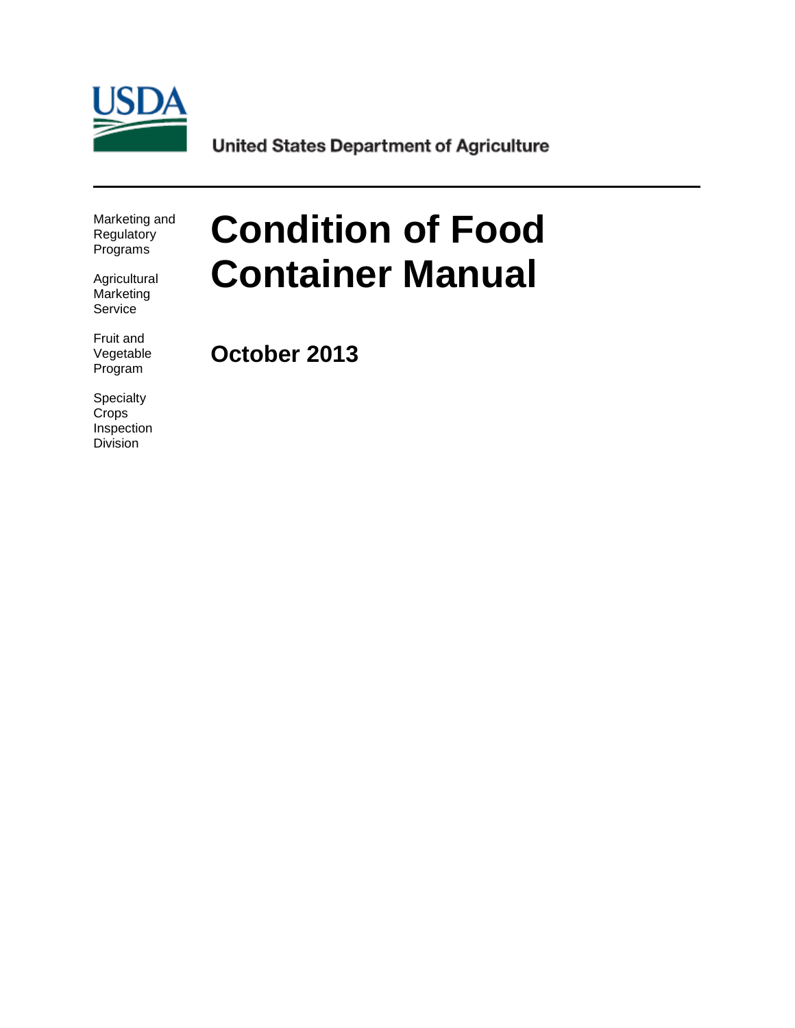United States Department of Agriculture

Marketing and Regulatory Programs

Agricultural Marketing Service

Fruit and Vegetable Program

Specialty Crops Inspection Division

# Condition of Food Container Manual

## October 2013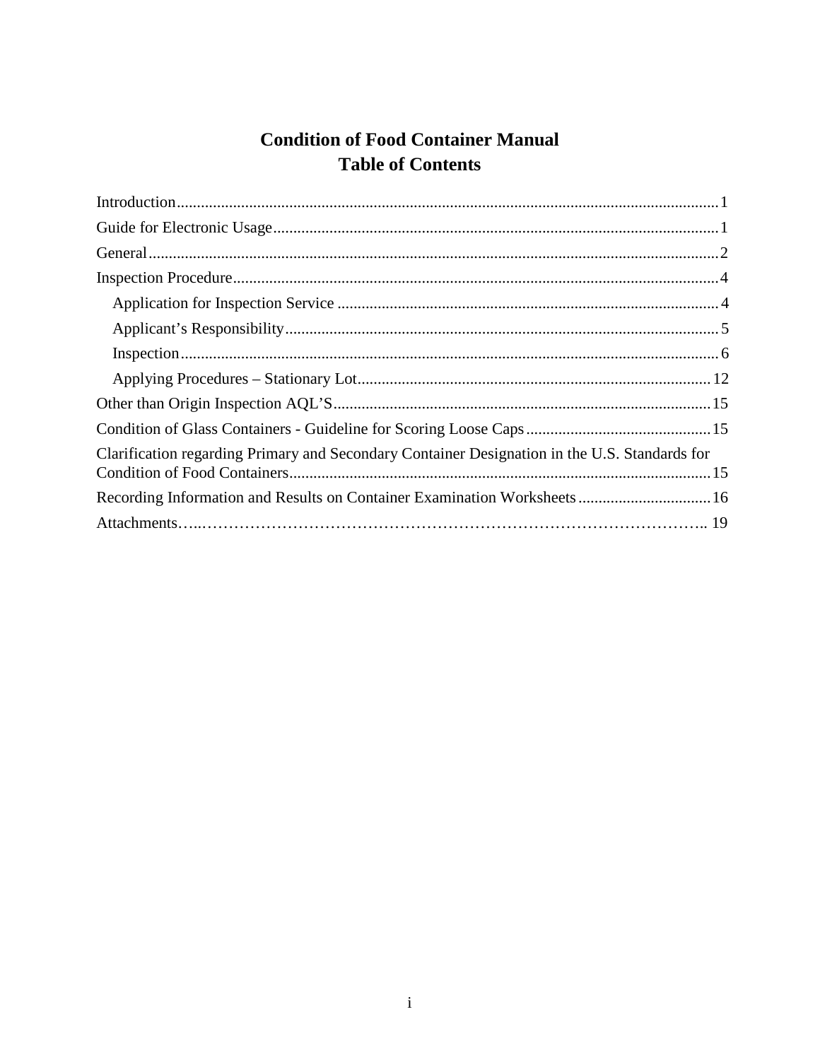# Condition of Food Container Manual
## Table of Contents

Introduction....................................................................................................................1

Guide for Electronic Usage..............................................................................................1

General...........................................................................................................................2

Inspection Procedure.......................................................................................................4

- Application for Inspection Service ..............................................................................4
- Applicant's Responsibility...........................................................................................5
- Inspection...................................................................................................................6
- Applying Procedures – Stationary Lot........................................................................12

Other than Origin Inspection AQL'S.............................................................................15

Condition of Glass Containers - Guideline for Scoring Loose Caps..............................15

Clarification regarding Primary and Secondary Container Designation in the U.S. Standards for Condition of Food Containers........................................................................................15

Recording Information and Results on Container Examination Worksheets.................16

Attachments…..…………………………………………………………………………….. 19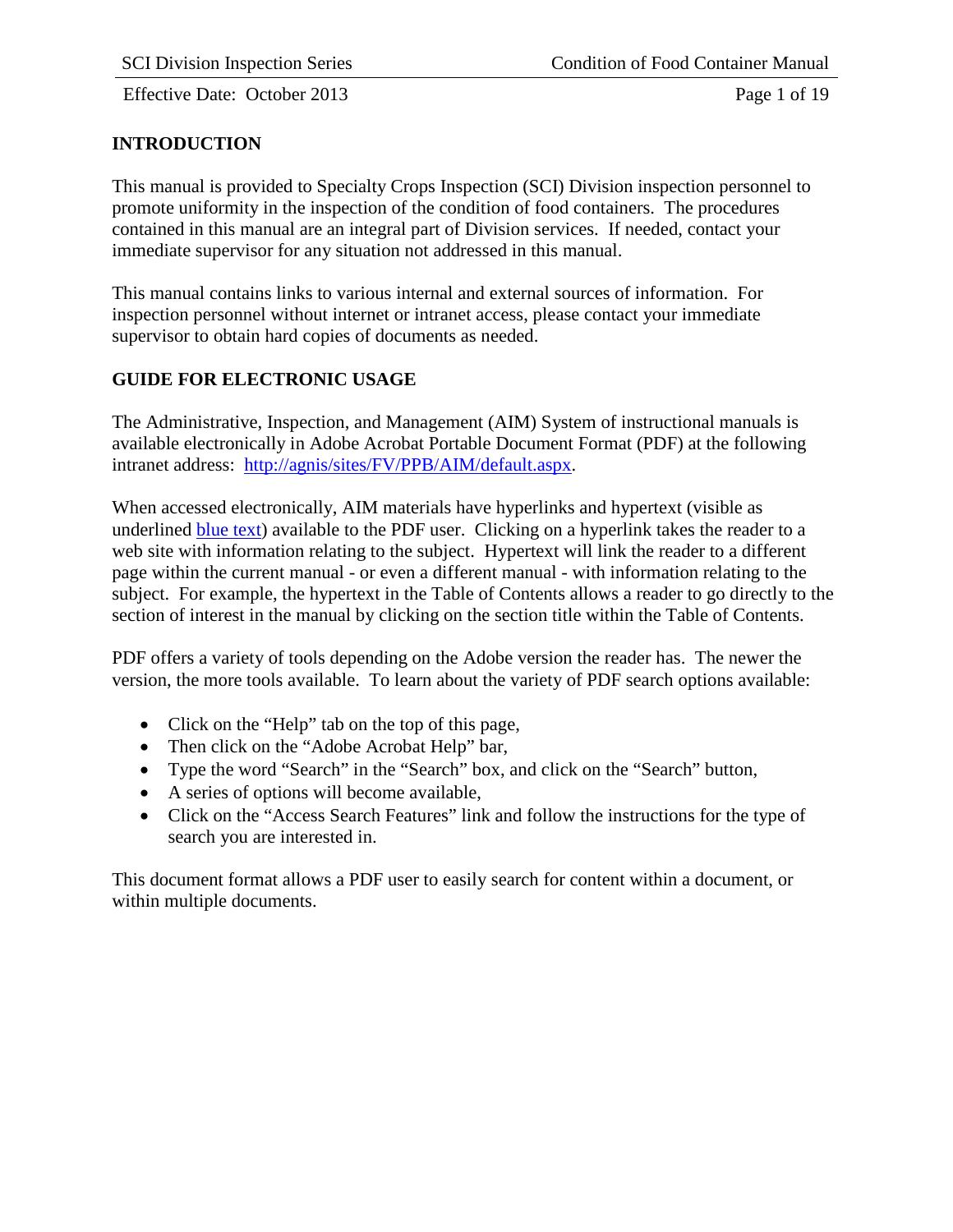## INTRODUCTION

This manual is provided to Specialty Crops Inspection (SCI) Division inspection personnel to promote uniformity in the inspection of the condition of food containers. The procedures contained in this manual are an integral part of Division services. If needed, contact your immediate supervisor for any situation not addressed in this manual.

This manual contains links to various internal and external sources of information. For inspection personnel without internet or intranet access, please contact your immediate supervisor to obtain hard copies of documents as needed.

## GUIDE FOR ELECTRONIC USAGE

The Administrative, Inspection, and Management (AIM) System of instructional manuals is available electronically in Adobe Acrobat Portable Document Format (PDF) at the following intranet address: [http://agnis/sites/FV/PPB/AIM/default.aspx](http://agnis/sites/FV/PPB/AIM/default.aspx).

When accessed electronically, AIM materials have hyperlinks and hypertext (visible as underlined blue text) available to the PDF user. Clicking on a hyperlink takes the reader to a web site with information relating to the subject. Hypertext will link the reader to a different page within the current manual - or even a different manual - with information relating to the subject. For example, the hypertext in the Table of Contents allows a reader to go directly to the section of interest in the manual by clicking on the section title within the Table of Contents.

PDF offers a variety of tools depending on the Adobe version the reader has. The newer the version, the more tools available. To learn about the variety of PDF search options available:

- Click on the "Help" tab on the top of this page,
- Then click on the "Adobe Acrobat Help" bar,
- Type the word "Search" in the "Search" box, and click on the "Search" button,
- A series of options will become available,
- Click on the "Access Search Features" link and follow the instructions for the type of search you are interested in.

This document format allows a PDF user to easily search for content within a document, or within multiple documents.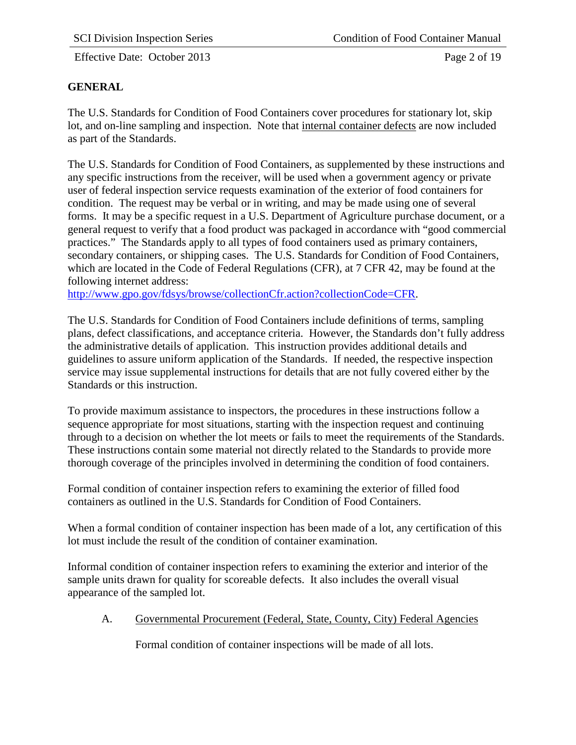## GENERAL

The U.S. Standards for Condition of Food Containers cover procedures for stationary lot, skip lot, and on-line sampling and inspection. Note that internal container defects are now included as part of the Standards.

The U.S. Standards for Condition of Food Containers, as supplemented by these instructions and any specific instructions from the receiver, will be used when a government agency or private user of federal inspection service requests examination of the exterior of food containers for condition. The request may be verbal or in writing, and may be made using one of several forms. It may be a specific request in a U.S. Department of Agriculture purchase document, or a general request to verify that a food product was packaged in accordance with "good commercial practices." The Standards apply to all types of food containers used as primary containers, secondary containers, or shipping cases. The U.S. Standards for Condition of Food Containers, which are located in the Code of Federal Regulations (CFR), at 7 CFR 42, may be found at the following internet address:
http://www.gpo.gov/fdsys/browse/collectionCfr.action?collectionCode=CFR.

The U.S. Standards for Condition of Food Containers include definitions of terms, sampling plans, defect classifications, and acceptance criteria. However, the Standards don't fully address the administrative details of application. This instruction provides additional details and guidelines to assure uniform application of the Standards. If needed, the respective inspection service may issue supplemental instructions for details that are not fully covered either by the Standards or this instruction.

To provide maximum assistance to inspectors, the procedures in these instructions follow a sequence appropriate for most situations, starting with the inspection request and continuing through to a decision on whether the lot meets or fails to meet the requirements of the Standards. These instructions contain some material not directly related to the Standards to provide more thorough coverage of the principles involved in determining the condition of food containers.

Formal condition of container inspection refers to examining the exterior of filled food containers as outlined in the U.S. Standards for Condition of Food Containers.

When a formal condition of container inspection has been made of a lot, any certification of this lot must include the result of the condition of container examination.

Informal condition of container inspection refers to examining the exterior and interior of the sample units drawn for quality for scoreable defects. It also includes the overall visual appearance of the sampled lot.

A. Governmental Procurement (Federal, State, County, City) Federal Agencies

Formal condition of container inspections will be made of all lots.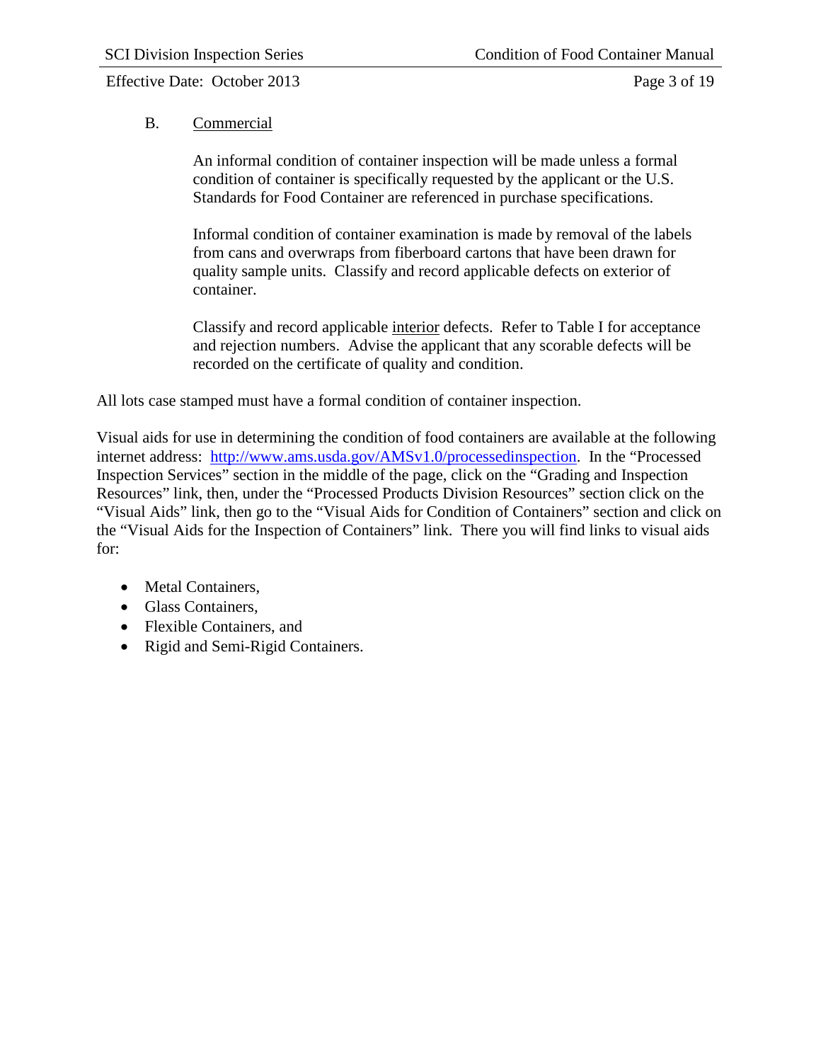B. Commercial

An informal condition of container inspection will be made unless a formal condition of container is specifically requested by the applicant or the U.S. Standards for Food Container are referenced in purchase specifications.

Informal condition of container examination is made by removal of the labels from cans and overwraps from fiberboard cartons that have been drawn for quality sample units. Classify and record applicable defects on exterior of container.

Classify and record applicable interior defects. Refer to Table I for acceptance and rejection numbers. Advise the applicant that any scorable defects will be recorded on the certificate of quality and condition.

All lots case stamped must have a formal condition of container inspection.

Visual aids for use in determining the condition of food containers are available at the following internet address: [http://www.ams.usda.gov/AMSv1.0/processedinspection](http://www.ams.usda.gov/AMSv1.0/processedinspection). In the "Processed Inspection Services" section in the middle of the page, click on the "Grading and Inspection Resources" link, then, under the "Processed Products Division Resources" section click on the "Visual Aids" link, then go to the "Visual Aids for Condition of Containers" section and click on the "Visual Aids for the Inspection of Containers" link. There you will find links to visual aids for:

- Metal Containers,
- Glass Containers,
- Flexible Containers, and
- Rigid and Semi-Rigid Containers.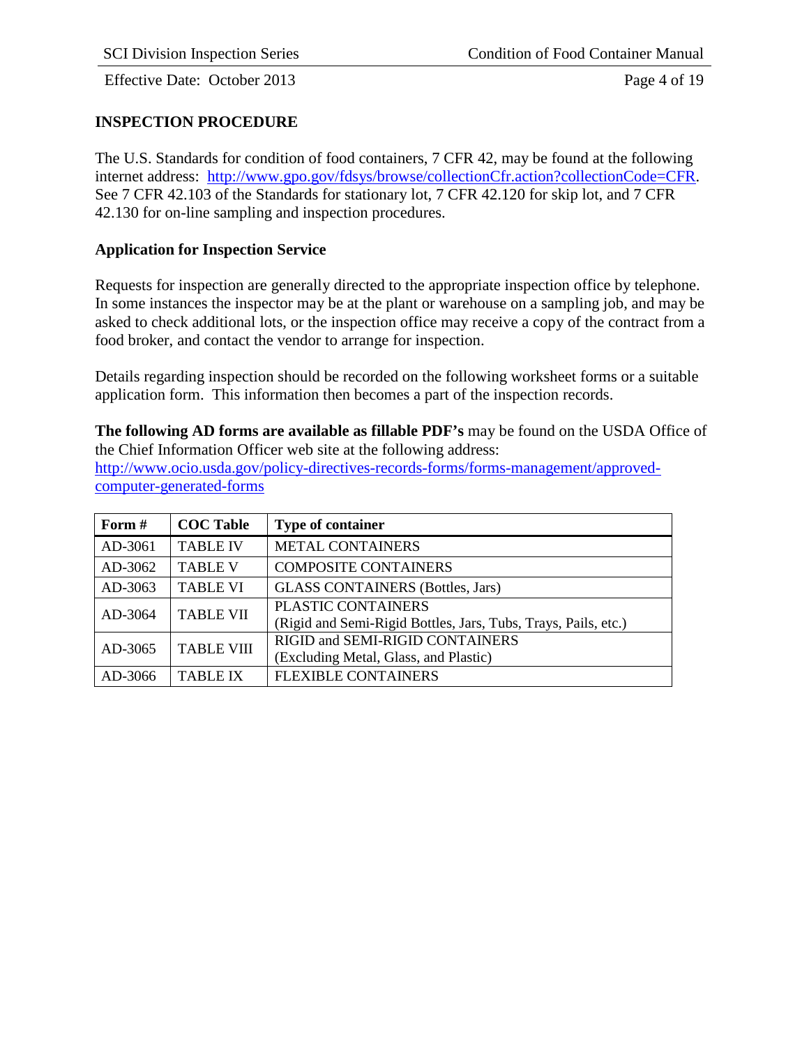## INSPECTION PROCEDURE

The U.S. Standards for condition of food containers, 7 CFR 42, may be found at the following internet address: [http://www.gpo.gov/fdsys/browse/collectionCfr.action?collectionCode=CFR](http://www.gpo.gov/fdsys/browse/collectionCfr.action?collectionCode=CFR). See 7 CFR 42.103 of the Standards for stationary lot, 7 CFR 42.120 for skip lot, and 7 CFR 42.130 for on-line sampling and inspection procedures.

### Application for Inspection Service

Requests for inspection are generally directed to the appropriate inspection office by telephone. In some instances the inspector may be at the plant or warehouse on a sampling job, and may be asked to check additional lots, or the inspection office may receive a copy of the contract from a food broker, and contact the vendor to arrange for inspection.

Details regarding inspection should be recorded on the following worksheet forms or a suitable application form. This information then becomes a part of the inspection records.

**The following AD forms are available as fillable PDF's** may be found on the USDA Office of the Chief Information Officer web site at the following address: [http://www.ocio.usda.gov/policy-directives-records-forms/forms-management/approved-computer-generated-forms](http://www.ocio.usda.gov/policy-directives-records-forms/forms-management/approved-computer-generated-forms)

| Form # | COC Table | Type of container |
|---|---|---|
| AD-3061 | TABLE IV | METAL CONTAINERS |
| AD-3062 | TABLE V | COMPOSITE CONTAINERS |
| AD-3063 | TABLE VI | GLASS CONTAINERS (Bottles, Jars) |
| AD-3064 | TABLE VII | PLASTIC CONTAINERS (Rigid and Semi-Rigid Bottles, Jars, Tubs, Trays, Pails, etc.) |
| AD-3065 | TABLE VIII | RIGID and SEMI-RIGID CONTAINERS (Excluding Metal, Glass, and Plastic) |
| AD-3066 | TABLE IX | FLEXIBLE CONTAINERS |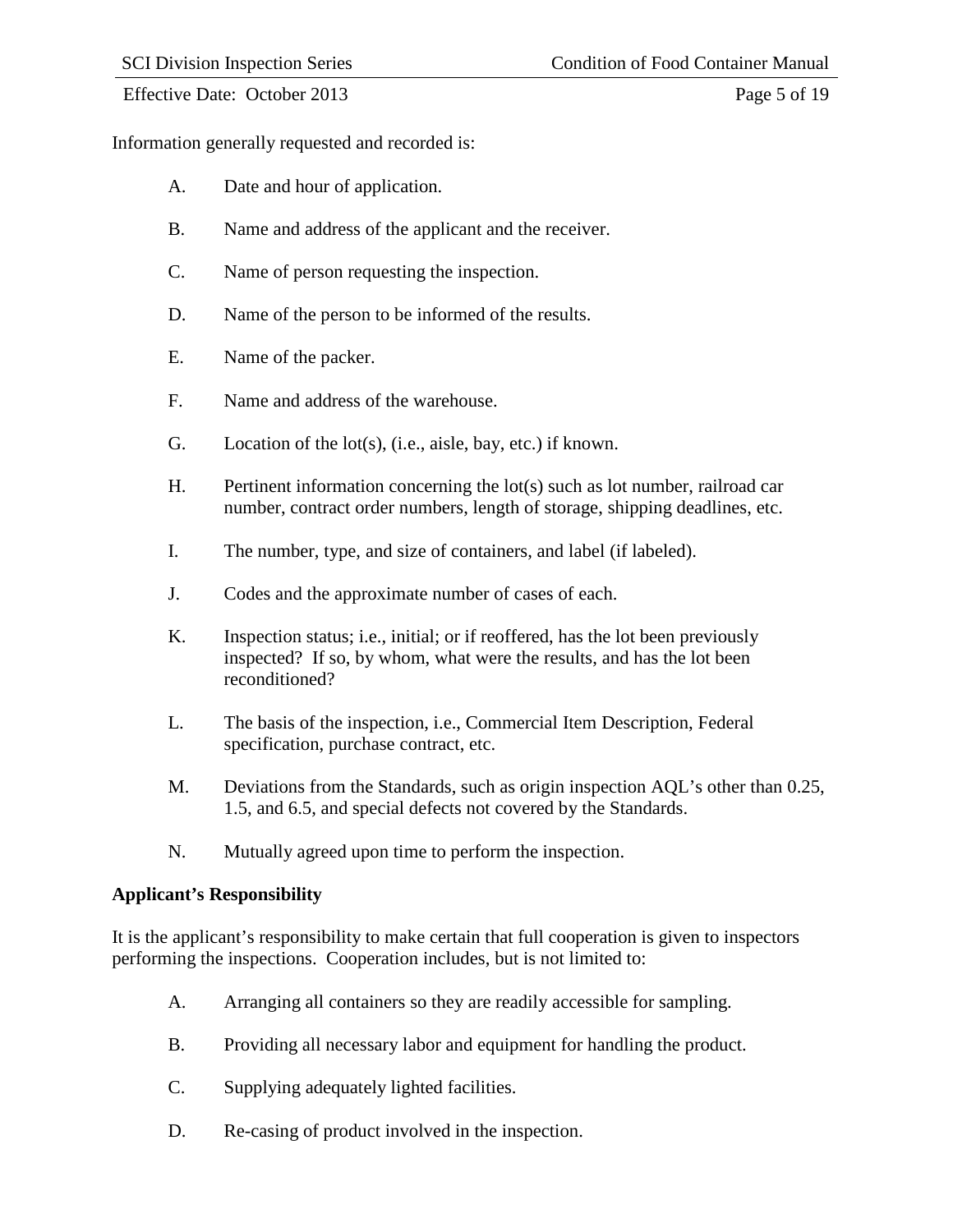Information generally requested and recorded is:

A. Date and hour of application.

B. Name and address of the applicant and the receiver.

C. Name of person requesting the inspection.

D. Name of the person to be informed of the results.

E. Name of the packer.

F. Name and address of the warehouse.

G. Location of the lot(s), (i.e., aisle, bay, etc.) if known.

H. Pertinent information concerning the lot(s) such as lot number, railroad car number, contract order numbers, length of storage, shipping deadlines, etc.

I. The number, type, and size of containers, and label (if labeled).

J. Codes and the approximate number of cases of each.

K. Inspection status; i.e., initial; or if reoffered, has the lot been previously inspected? If so, by whom, what were the results, and has the lot been reconditioned?

L. The basis of the inspection, i.e., Commercial Item Description, Federal specification, purchase contract, etc.

M. Deviations from the Standards, such as origin inspection AQL's other than 0.25, 1.5, and 6.5, and special defects not covered by the Standards.

N. Mutually agreed upon time to perform the inspection.

**Applicant's Responsibility**

It is the applicant's responsibility to make certain that full cooperation is given to inspectors performing the inspections. Cooperation includes, but is not limited to:

A. Arranging all containers so they are readily accessible for sampling.

B. Providing all necessary labor and equipment for handling the product.

C. Supplying adequately lighted facilities.

D. Re-casing of product involved in the inspection.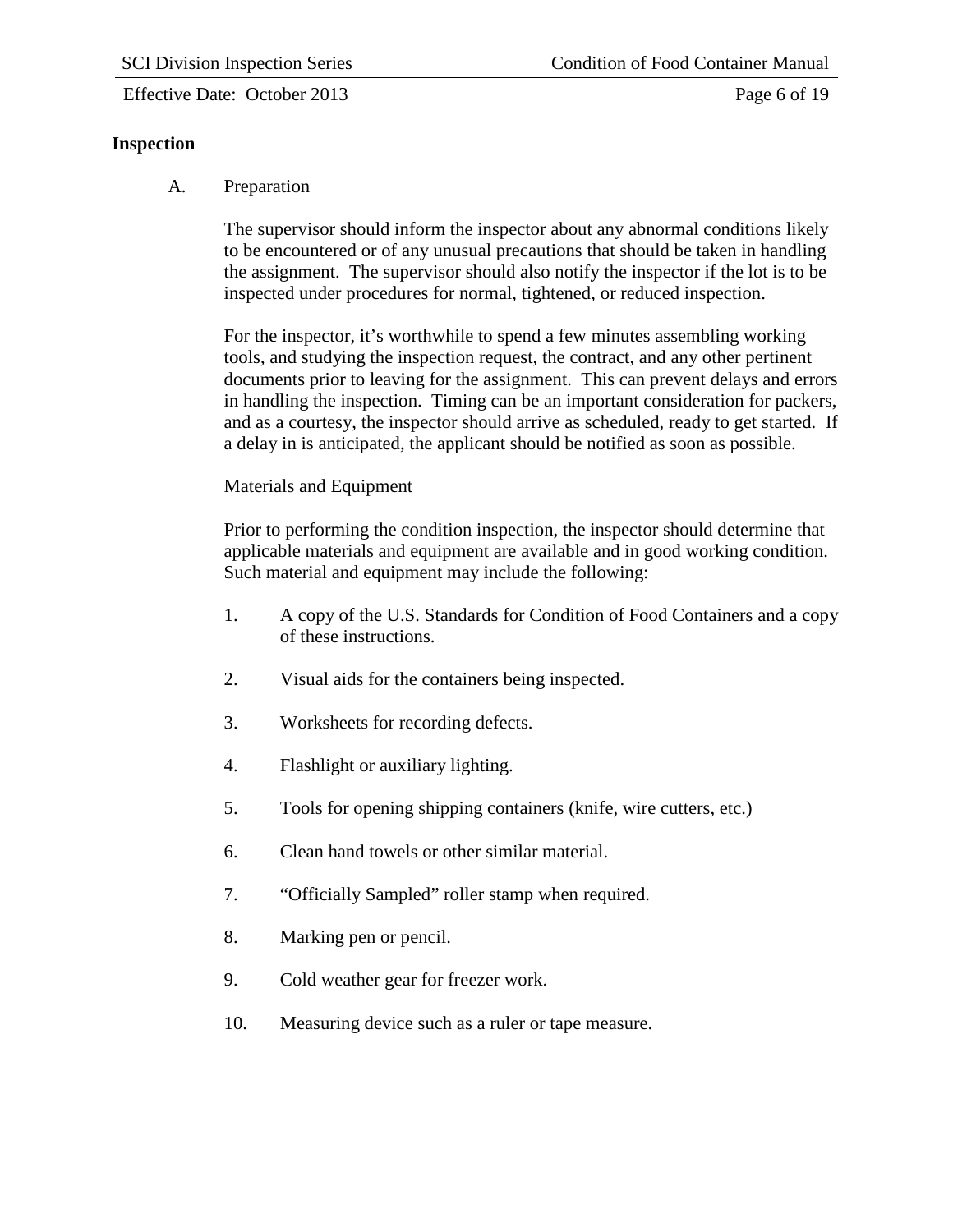## Inspection

A. Preparation

The supervisor should inform the inspector about any abnormal conditions likely to be encountered or of any unusual precautions that should be taken in handling the assignment. The supervisor should also notify the inspector if the lot is to be inspected under procedures for normal, tightened, or reduced inspection.

For the inspector, it's worthwhile to spend a few minutes assembling working tools, and studying the inspection request, the contract, and any other pertinent documents prior to leaving for the assignment. This can prevent delays and errors in handling the inspection. Timing can be an important consideration for packers, and as a courtesy, the inspector should arrive as scheduled, ready to get started. If a delay in is anticipated, the applicant should be notified as soon as possible.

Materials and Equipment

Prior to performing the condition inspection, the inspector should determine that applicable materials and equipment are available and in good working condition. Such material and equipment may include the following:

1. A copy of the U.S. Standards for Condition of Food Containers and a copy of these instructions.
2. Visual aids for the containers being inspected.
3. Worksheets for recording defects.
4. Flashlight or auxiliary lighting.
5. Tools for opening shipping containers (knife, wire cutters, etc.)
6. Clean hand towels or other similar material.
7. "Officially Sampled" roller stamp when required.
8. Marking pen or pencil.
9. Cold weather gear for freezer work.
10. Measuring device such as a ruler or tape measure.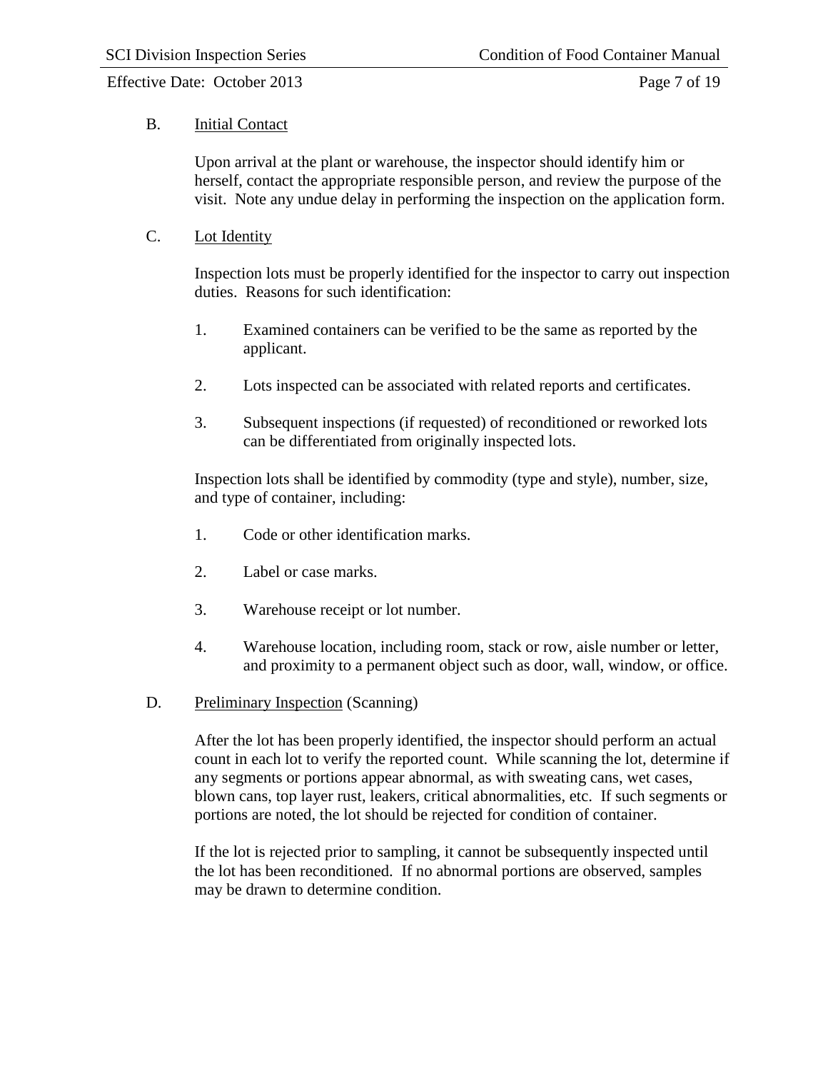B. <u>Initial Contact</u>

Upon arrival at the plant or warehouse, the inspector should identify him or herself, contact the appropriate responsible person, and review the purpose of the visit. Note any undue delay in performing the inspection on the application form.

C. <u>Lot Identity</u>

Inspection lots must be properly identified for the inspector to carry out inspection duties. Reasons for such identification:

1. Examined containers can be verified to be the same as reported by the applicant.

2. Lots inspected can be associated with related reports and certificates.

3. Subsequent inspections (if requested) of reconditioned or reworked lots can be differentiated from originally inspected lots.

Inspection lots shall be identified by commodity (type and style), number, size, and type of container, including:

1. Code or other identification marks.

2. Label or case marks.

3. Warehouse receipt or lot number.

4. Warehouse location, including room, stack or row, aisle number or letter, and proximity to a permanent object such as door, wall, window, or office.

D. <u>Preliminary Inspection</u> (Scanning)

After the lot has been properly identified, the inspector should perform an actual count in each lot to verify the reported count. While scanning the lot, determine if any segments or portions appear abnormal, as with sweating cans, wet cases, blown cans, top layer rust, leakers, critical abnormalities, etc. If such segments or portions are noted, the lot should be rejected for condition of container.

If the lot is rejected prior to sampling, it cannot be subsequently inspected until the lot has been reconditioned. If no abnormal portions are observed, samples may be drawn to determine condition.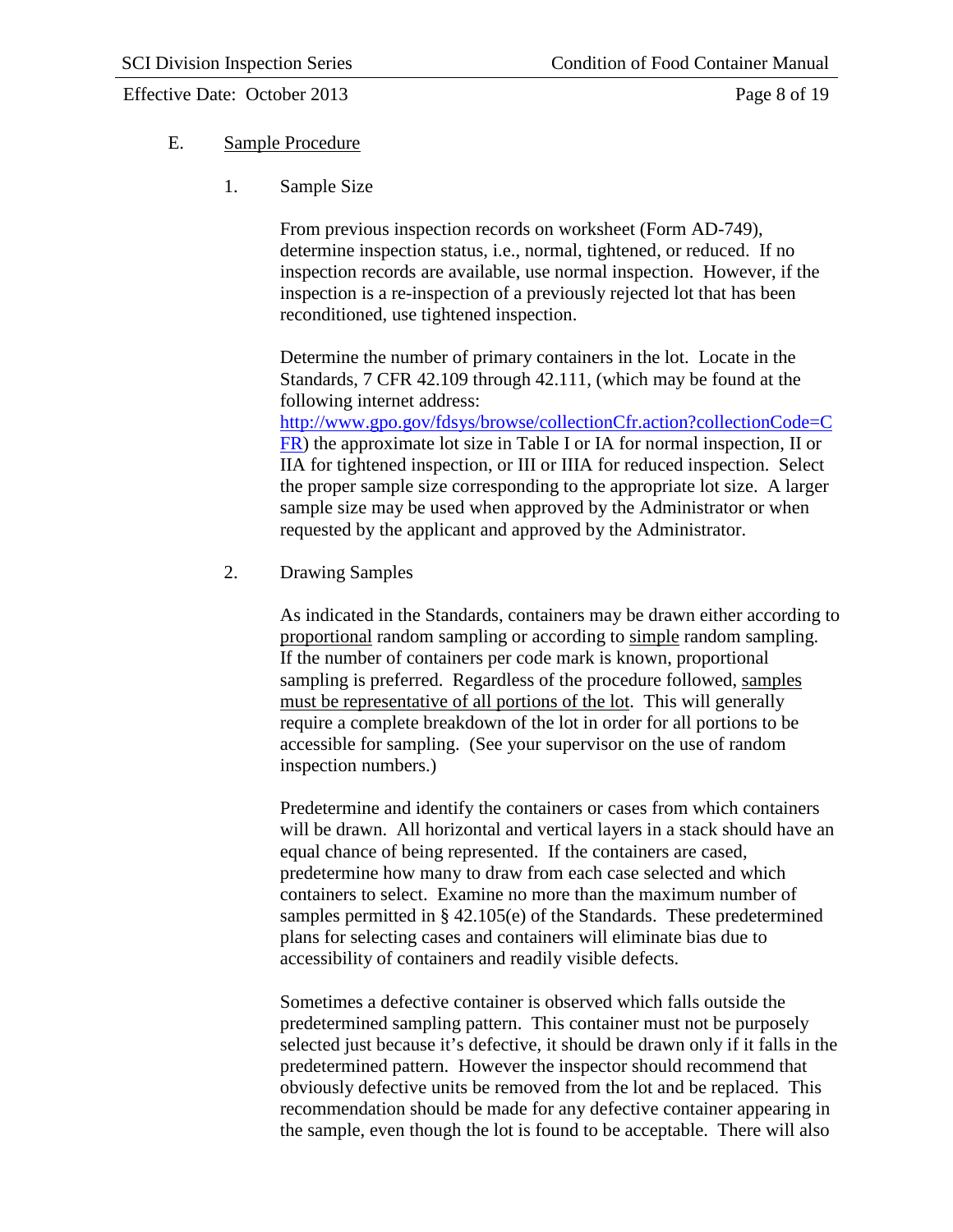E. <u>Sample Procedure</u>

1. Sample Size

From previous inspection records on worksheet (Form AD-749), determine inspection status, i.e., normal, tightened, or reduced. If no inspection records are available, use normal inspection. However, if the inspection is a re-inspection of a previously rejected lot that has been reconditioned, use tightened inspection.

Determine the number of primary containers in the lot. Locate in the Standards, 7 CFR 42.109 through 42.111, (which may be found at the following internet address: [http://www.gpo.gov/fdsys/browse/collectionCfr.action?collectionCode=CFR](http://www.gpo.gov/fdsys/browse/collectionCfr.action?collectionCode=CFR)) the approximate lot size in Table I or IA for normal inspection, II or IIA for tightened inspection, or III or IIIA for reduced inspection. Select the proper sample size corresponding to the appropriate lot size. A larger sample size may be used when approved by the Administrator or when requested by the applicant and approved by the Administrator.

2. Drawing Samples

As indicated in the Standards, containers may be drawn either according to <u>proportional</u> random sampling or according to <u>simple</u> random sampling. If the number of containers per code mark is known, proportional sampling is preferred. Regardless of the procedure followed, <u>samples must be representative of all portions of the lot</u>. This will generally require a complete breakdown of the lot in order for all portions to be accessible for sampling. (See your supervisor on the use of random inspection numbers.)

Predetermine and identify the containers or cases from which containers will be drawn. All horizontal and vertical layers in a stack should have an equal chance of being represented. If the containers are cased, predetermine how many to draw from each case selected and which containers to select. Examine no more than the maximum number of samples permitted in § 42.105(e) of the Standards. These predetermined plans for selecting cases and containers will eliminate bias due to accessibility of containers and readily visible defects.

Sometimes a defective container is observed which falls outside the predetermined sampling pattern. This container must not be purposely selected just because it's defective, it should be drawn only if it falls in the predetermined pattern. However the inspector should recommend that obviously defective units be removed from the lot and be replaced. This recommendation should be made for any defective container appearing in the sample, even though the lot is found to be acceptable. There will also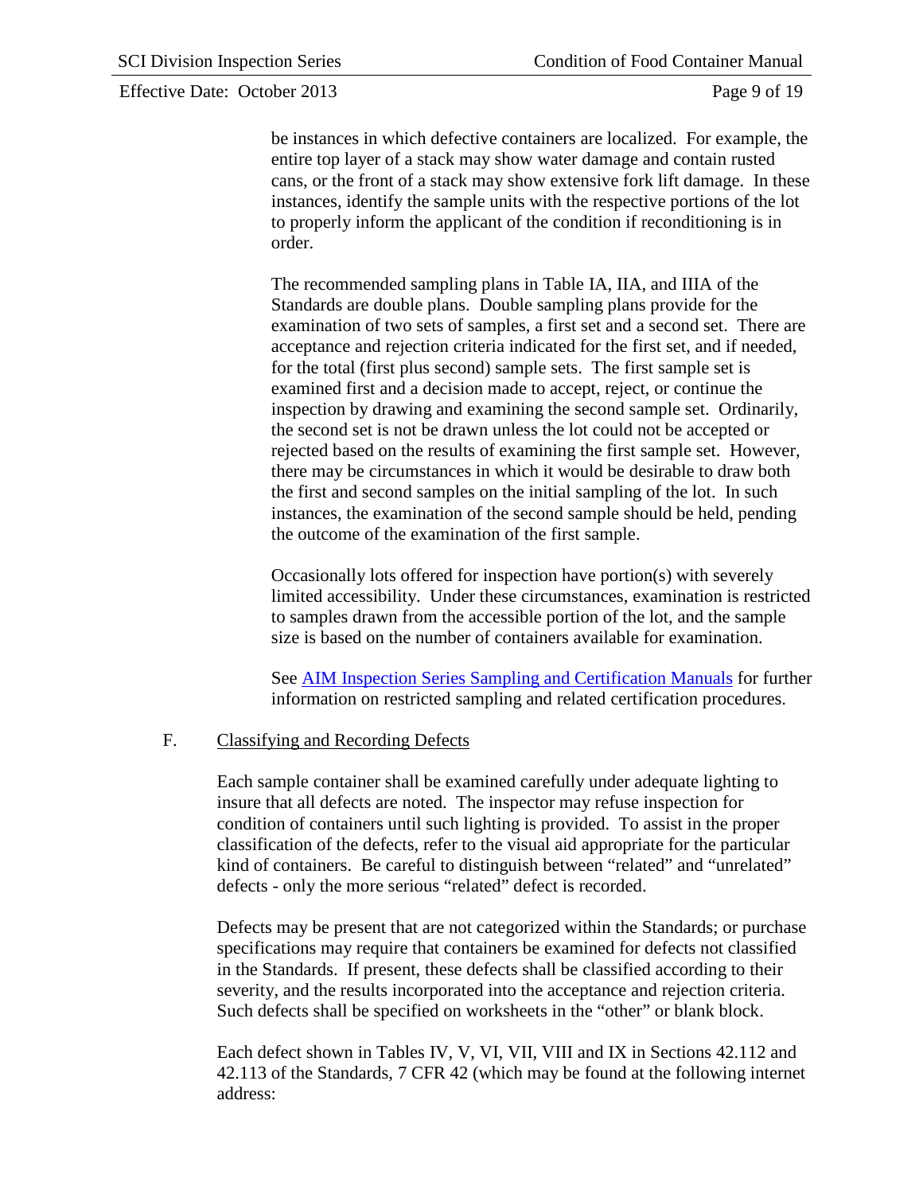be instances in which defective containers are localized. For example, the entire top layer of a stack may show water damage and contain rusted cans, or the front of a stack may show extensive fork lift damage. In these instances, identify the sample units with the respective portions of the lot to properly inform the applicant of the condition if reconditioning is in order.

The recommended sampling plans in Table IA, IIA, and IIIA of the Standards are double plans. Double sampling plans provide for the examination of two sets of samples, a first set and a second set. There are acceptance and rejection criteria indicated for the first set, and if needed, for the total (first plus second) sample sets. The first sample set is examined first and a decision made to accept, reject, or continue the inspection by drawing and examining the second sample set. Ordinarily, the second set is not be drawn unless the lot could not be accepted or rejected based on the results of examining the first sample set. However, there may be circumstances in which it would be desirable to draw both the first and second samples on the initial sampling of the lot. In such instances, the examination of the second sample should be held, pending the outcome of the examination of the first sample.

Occasionally lots offered for inspection have portion(s) with severely limited accessibility. Under these circumstances, examination is restricted to samples drawn from the accessible portion of the lot, and the sample size is based on the number of containers available for examination.

See AIM Inspection Series Sampling and Certification Manuals for further information on restricted sampling and related certification procedures.

F. Classifying and Recording Defects

Each sample container shall be examined carefully under adequate lighting to insure that all defects are noted. The inspector may refuse inspection for condition of containers until such lighting is provided. To assist in the proper classification of the defects, refer to the visual aid appropriate for the particular kind of containers. Be careful to distinguish between "related" and "unrelated" defects - only the more serious "related" defect is recorded.

Defects may be present that are not categorized within the Standards; or purchase specifications may require that containers be examined for defects not classified in the Standards. If present, these defects shall be classified according to their severity, and the results incorporated into the acceptance and rejection criteria. Such defects shall be specified on worksheets in the "other" or blank block.

Each defect shown in Tables IV, V, VI, VII, VIII and IX in Sections 42.112 and 42.113 of the Standards, 7 CFR 42 (which may be found at the following internet address: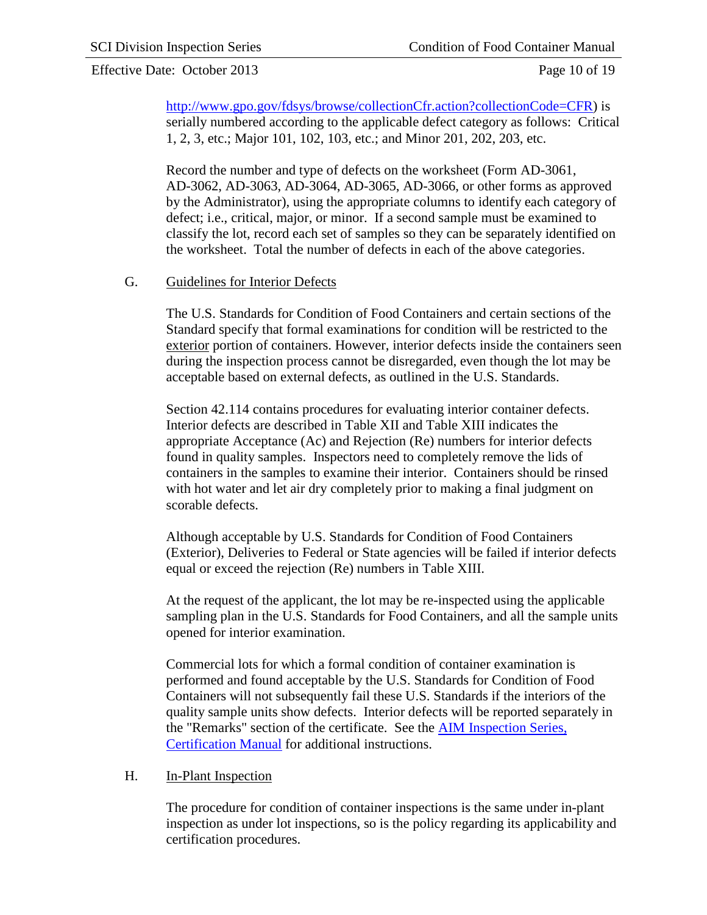http://www.gpo.gov/fdsys/browse/collectionCfr.action?collectionCode=CFR) is serially numbered according to the applicable defect category as follows: Critical 1, 2, 3, etc.; Major 101, 102, 103, etc.; and Minor 201, 202, 203, etc.

Record the number and type of defects on the worksheet (Form AD-3061, AD-3062, AD-3063, AD-3064, AD-3065, AD-3066, or other forms as approved by the Administrator), using the appropriate columns to identify each category of defect; i.e., critical, major, or minor. If a second sample must be examined to classify the lot, record each set of samples so they can be separately identified on the worksheet. Total the number of defects in each of the above categories.

G. Guidelines for Interior Defects

The U.S. Standards for Condition of Food Containers and certain sections of the Standard specify that formal examinations for condition will be restricted to the exterior portion of containers. However, interior defects inside the containers seen during the inspection process cannot be disregarded, even though the lot may be acceptable based on external defects, as outlined in the U.S. Standards.

Section 42.114 contains procedures for evaluating interior container defects. Interior defects are described in Table XII and Table XIII indicates the appropriate Acceptance (Ac) and Rejection (Re) numbers for interior defects found in quality samples. Inspectors need to completely remove the lids of containers in the samples to examine their interior. Containers should be rinsed with hot water and let air dry completely prior to making a final judgment on scorable defects.

Although acceptable by U.S. Standards for Condition of Food Containers (Exterior), Deliveries to Federal or State agencies will be failed if interior defects equal or exceed the rejection (Re) numbers in Table XIII.

At the request of the applicant, the lot may be re-inspected using the applicable sampling plan in the U.S. Standards for Food Containers, and all the sample units opened for interior examination.

Commercial lots for which a formal condition of container examination is performed and found acceptable by the U.S. Standards for Condition of Food Containers will not subsequently fail these U.S. Standards if the interiors of the quality sample units show defects. Interior defects will be reported separately in the "Remarks" section of the certificate. See the AIM Inspection Series, Certification Manual for additional instructions.

H. In-Plant Inspection

The procedure for condition of container inspections is the same under in-plant inspection as under lot inspections, so is the policy regarding its applicability and certification procedures.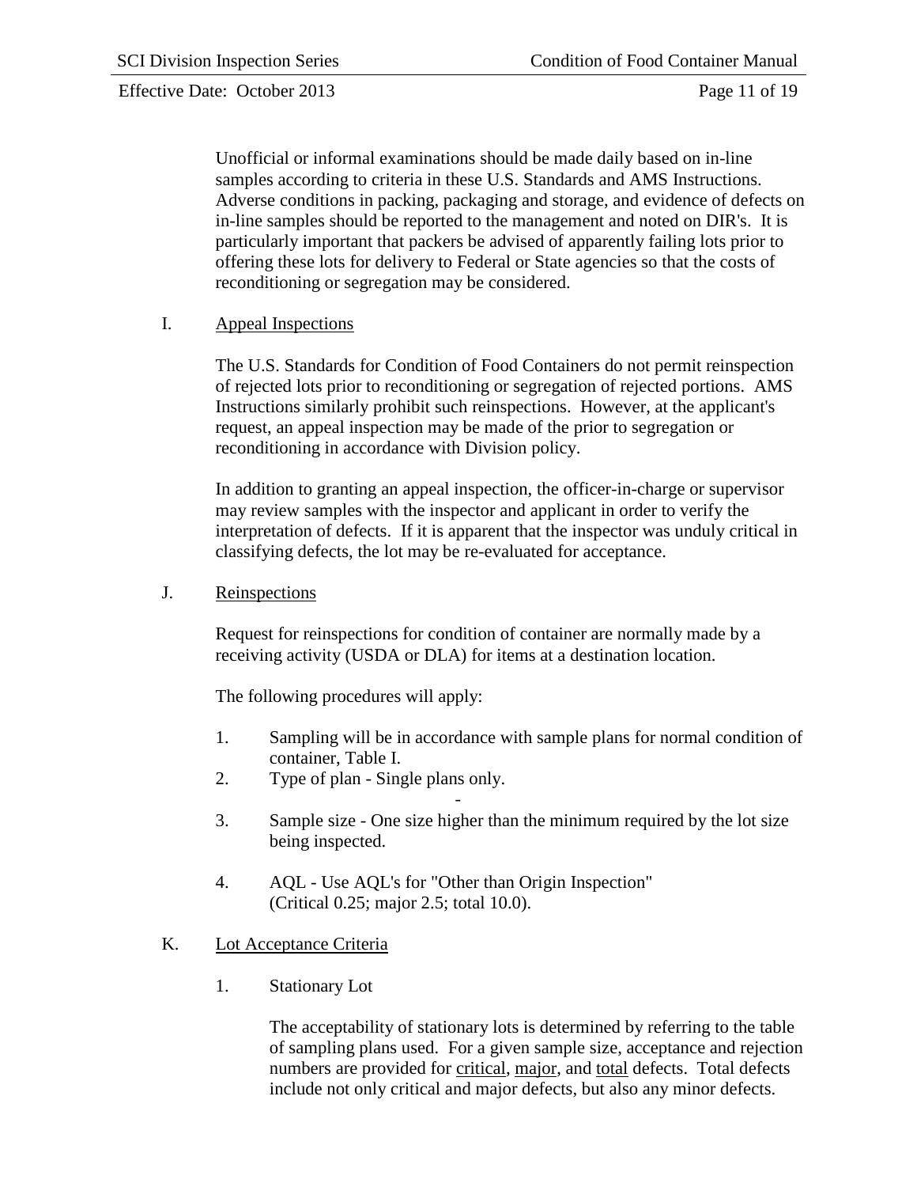Unofficial or informal examinations should be made daily based on in-line samples according to criteria in these U.S. Standards and AMS Instructions. Adverse conditions in packing, packaging and storage, and evidence of defects on in-line samples should be reported to the management and noted on DIR's. It is particularly important that packers be advised of apparently failing lots prior to offering these lots for delivery to Federal or State agencies so that the costs of reconditioning or segregation may be considered.

I. Appeal Inspections

The U.S. Standards for Condition of Food Containers do not permit reinspection of rejected lots prior to reconditioning or segregation of rejected portions. AMS Instructions similarly prohibit such reinspections. However, at the applicant's request, an appeal inspection may be made of the prior to segregation or reconditioning in accordance with Division policy.

In addition to granting an appeal inspection, the officer-in-charge or supervisor may review samples with the inspector and applicant in order to verify the interpretation of defects. If it is apparent that the inspector was unduly critical in classifying defects, the lot may be re-evaluated for acceptance.

J. Reinspections

Request for reinspections for condition of container are normally made by a receiving activity (USDA or DLA) for items at a destination location.

The following procedures will apply:

1. Sampling will be in accordance with sample plans for normal condition of container, Table I.
2. Type of plan - Single plans only.
3. Sample size - One size higher than the minimum required by the lot size being inspected.
4. AQL - Use AQL's for "Other than Origin Inspection" (Critical 0.25; major 2.5; total 10.0).

K. Lot Acceptance Criteria

1. Stationary Lot

The acceptability of stationary lots is determined by referring to the table of sampling plans used. For a given sample size, acceptance and rejection numbers are provided for critical, major, and total defects. Total defects include not only critical and major defects, but also any minor defects.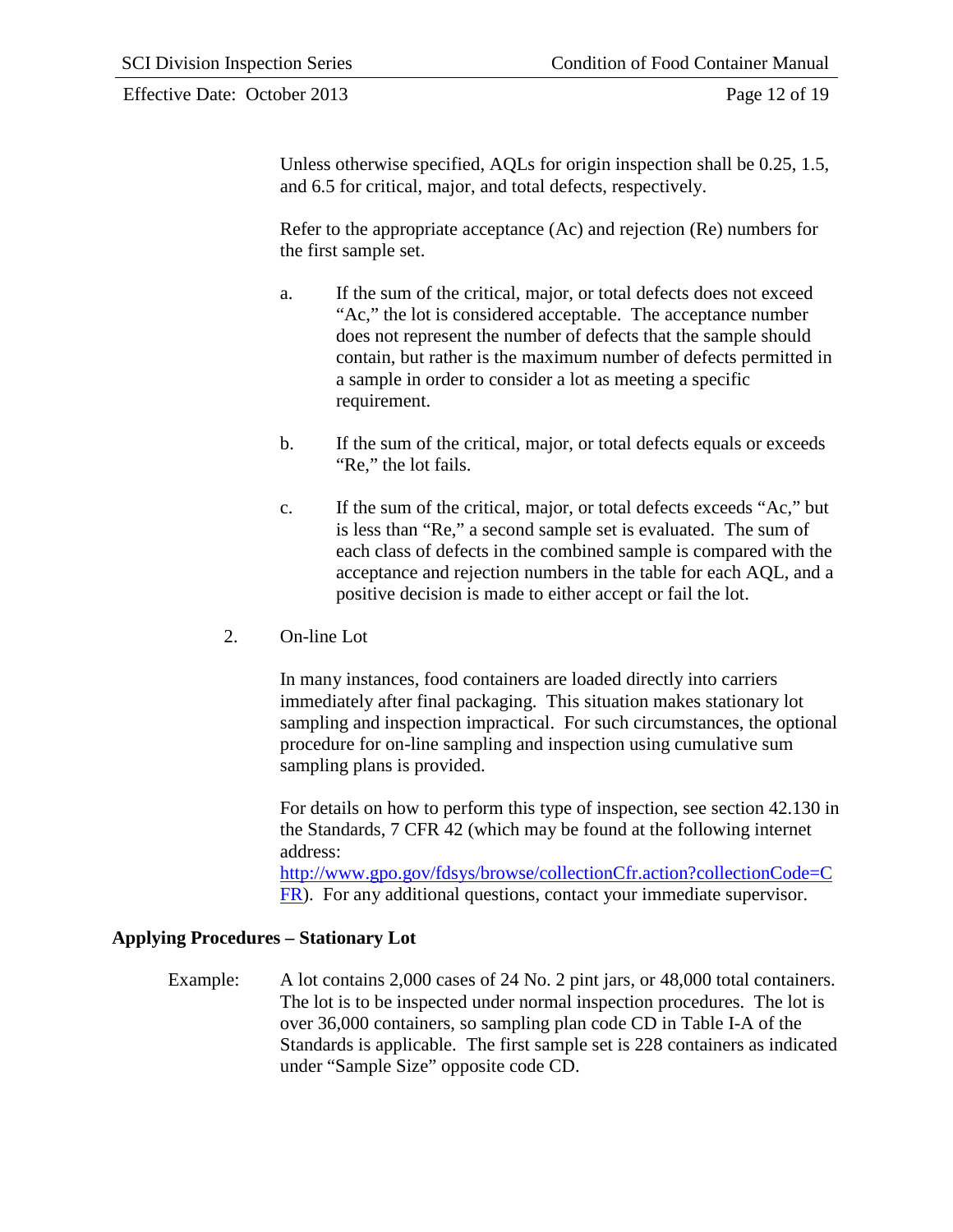Unless otherwise specified, AQLs for origin inspection shall be 0.25, 1.5, and 6.5 for critical, major, and total defects, respectively.

Refer to the appropriate acceptance (Ac) and rejection (Re) numbers for the first sample set.

a. If the sum of the critical, major, or total defects does not exceed "Ac," the lot is considered acceptable. The acceptance number does not represent the number of defects that the sample should contain, but rather is the maximum number of defects permitted in a sample in order to consider a lot as meeting a specific requirement.

b. If the sum of the critical, major, or total defects equals or exceeds "Re," the lot fails.

c. If the sum of the critical, major, or total defects exceeds "Ac," but is less than "Re," a second sample set is evaluated. The sum of each class of defects in the combined sample is compared with the acceptance and rejection numbers in the table for each AQL, and a positive decision is made to either accept or fail the lot.

2. On-line Lot

In many instances, food containers are loaded directly into carriers immediately after final packaging. This situation makes stationary lot sampling and inspection impractical. For such circumstances, the optional procedure for on-line sampling and inspection using cumulative sum sampling plans is provided.

For details on how to perform this type of inspection, see section 42.130 in the Standards, 7 CFR 42 (which may be found at the following internet address: [http://www.gpo.gov/fdsys/browse/collectionCfr.action?collectionCode=CFR](http://www.gpo.gov/fdsys/browse/collectionCfr.action?collectionCode=CFR)). For any additional questions, contact your immediate supervisor.

## Applying Procedures – Stationary Lot

Example: A lot contains 2,000 cases of 24 No. 2 pint jars, or 48,000 total containers. The lot is to be inspected under normal inspection procedures. The lot is over 36,000 containers, so sampling plan code CD in Table I-A of the Standards is applicable. The first sample set is 228 containers as indicated under "Sample Size" opposite code CD.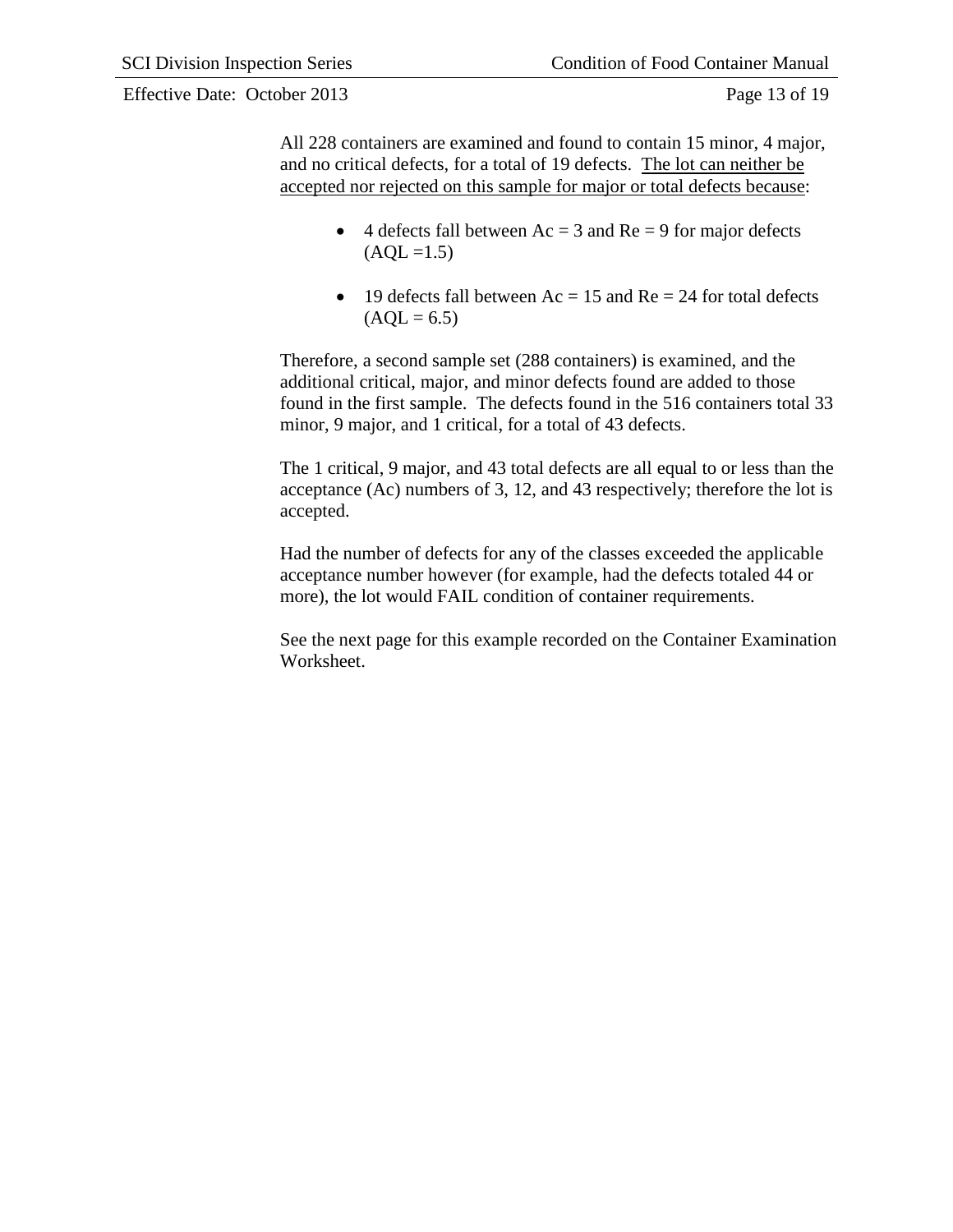All 228 containers are examined and found to contain 15 minor, 4 major, and no critical defects, for a total of 19 defects. <u>The lot can neither be accepted nor rejected on this sample for major or total defects because</u>:

- 4 defects fall between Ac = 3 and Re = 9 for major defects (AQL =1.5)
- 19 defects fall between Ac = 15 and Re = 24 for total defects (AQL = 6.5)

Therefore, a second sample set (288 containers) is examined, and the additional critical, major, and minor defects found are added to those found in the first sample. The defects found in the 516 containers total 33 minor, 9 major, and 1 critical, for a total of 43 defects.

The 1 critical, 9 major, and 43 total defects are all equal to or less than the acceptance (Ac) numbers of 3, 12, and 43 respectively; therefore the lot is accepted.

Had the number of defects for any of the classes exceeded the applicable acceptance number however (for example, had the defects totaled 44 or more), the lot would FAIL condition of container requirements.

See the next page for this example recorded on the Container Examination Worksheet.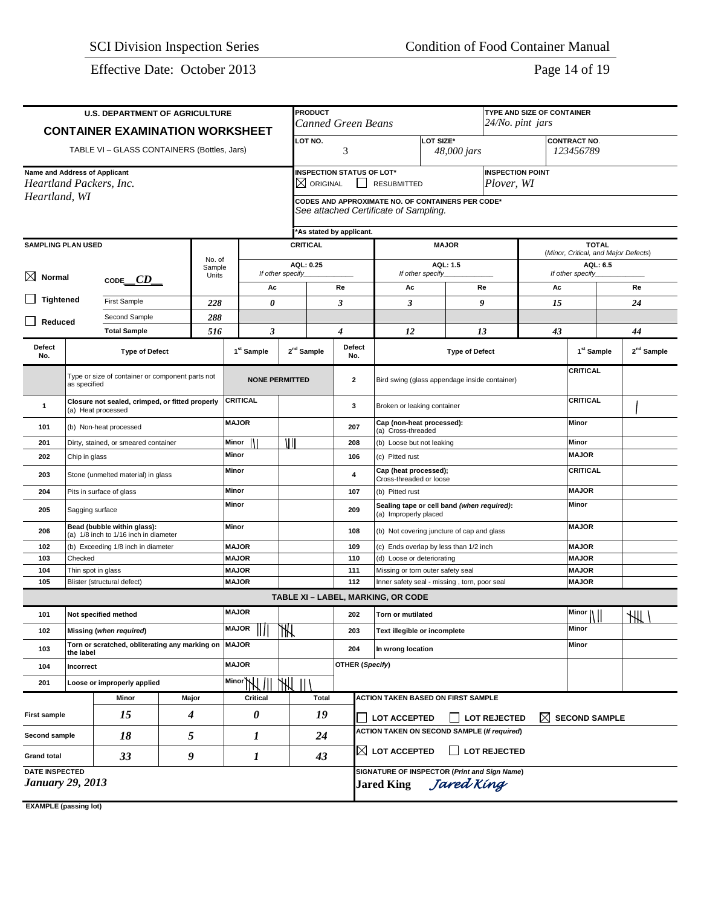## U.S. DEPARTMENT OF AGRICULTURE

## CONTAINER EXAMINATION WORKSHEET

TABLE VI – GLASS CONTAINERS (Bottles, Jars)

| | | | | |
|---|---|---|---|---|
| **PRODUCT** *Canned Green Beans* | | | **TYPE AND SIZE OF CONTAINER** *24/No. pint jars* | |
| **LOT NO.** 3 | | **LOT SIZE\*** *48,000 jars* | | **CONTRACT NO.** *123456789* |
| **Name and Address of Applicant** *Heartland Packers, Inc.* *Heartland, WI* | **INSPECTION STATUS OF LOT\*** ☒ ORIGINAL ☐ RESUBMITTED | | **INSPECTION POINT** *Plover, WI* | |
| | **CODES AND APPROXIMATE NO. OF CONTAINERS PER CODE\*** *See attached Certificate of Sampling.* | | | |

\*As stated by applicant.

| SAMPLING PLAN USED | | No. of Sample Units | CRITICAL AQL: 0.25 If other specify____ Ac | Re | MAJOR AQL: 1.5 If other specify____ Ac | Re | TOTAL (Minor, Critical, and Major Defects) AQL: 6.5 If other specify____ Ac | Re |
|---|---|---|---|---|---|---|---|---|
| ☒ Normal | CODE *CD* | | | | | | | |
| ☐ Tightened | First Sample | *228* | *0* | *3* | *3* | *9* | *15* | *24* |
| ☐ Reduced | Second Sample | *288* | | | | | | |
| | Total Sample | *516* | *3* | *4* | *12* | *13* | *43* | *44* |

| Defect No. | Type of Defect | | 1st Sample | 2nd Sample | Defect No. | Type of Defect | | 1st Sample | 2nd Sample |
|---|---|---|---|---|---|---|---|---|---|
| | Type or size of container or component parts not as specified | NONE PERMITTED | | | 2 | Bird swing (glass appendage inside container) | CRITICAL | | |
| 1 | Closure not sealed, crimped, or fitted properly (a) Heat processed | CRITICAL | | | 3 | Broken or leaking container | CRITICAL | | \| |
| 101 | (b) Non-heat processed | MAJOR | | | 207 | Cap (non-heat processed): (a) Cross-threaded | Minor | | |
| 201 | Dirty, stained, or smeared container | Minor | \|\| | \|\|\| | 208 | (b) Loose but not leaking | Minor | | |
| 202 | Chip in glass | Minor | | | 106 | (c) Pitted rust | MAJOR | | |
| 203 | Stone (unmelted material) in glass | Minor | | | 4 | Cap (heat processed); Cross-threaded or loose | CRITICAL | | |
| 204 | Pits in surface of glass | Minor | | | 107 | (b) Pitted rust | MAJOR | | |
| 205 | Sagging surface | Minor | | | 209 | Sealing tape or cell band *(when required)*: (a) Improperly placed | Minor | | |
| 206 | Bead (bubble within glass): (a) 1/8 inch to 1/16 inch in diameter | Minor | | | 108 | (b) Not covering juncture of cap and glass | MAJOR | | |
| 102 | (b) Exceeding 1/8 inch in diameter | MAJOR | | | 109 | (c) Ends overlap by less than 1/2 inch | MAJOR | | |
| 103 | Checked | MAJOR | | | 110 | (d) Loose or deteriorating | MAJOR | | |
| 104 | Thin spot in glass | MAJOR | | | 111 | Missing or torn outer safety seal | MAJOR | | |
| 105 | Blister (structural defect) | MAJOR | | | 112 | Inner safety seal - missing , torn, poor seal | MAJOR | | |
| **TABLE XI – LABEL, MARKING, OR CODE** | | | | | | | | | |
| 101 | Not specified method | MAJOR | | | 202 | Torn or mutilated | Minor | \|\|\| | ~~\|\|\|\|~~ \| |
| 102 | Missing *(when required)* | MAJOR | \|\|\| | ~~\|\|\|\|~~ | 203 | Text illegible or incomplete | Minor | | |
| 103 | Torn or scratched, obliterating any marking on the label | MAJOR | | | 204 | In wrong location | Minor | | |
| 104 | Incorrect | MAJOR | | | OTHER (Specify) | | | | |
| 201 | Loose or improperly applied | Minor | ~~\|\|\|\|~~ \|\|\| | ~~\|\|\|\|~~ \|\|\| | | | | | |

| | Minor | Major | Critical | Total |
|---|---|---|---|---|
| First sample | *15* | *4* | *0* | *19* |
| Second sample | *18* | *5* | *1* | *24* |
| Grand total | *33* | *9* | *1* | *43* |

**ACTION TAKEN BASED ON FIRST SAMPLE**
☐ LOT ACCEPTED ☐ LOT REJECTED ☒ SECOND SAMPLE

**ACTION TAKEN ON SECOND SAMPLE (If required)**
☒ LOT ACCEPTED ☐ LOT REJECTED

**DATE INSPECTED**
*January 29, 2013*

**SIGNATURE OF INSPECTOR (Print and Sign Name)**
**Jared King** *Jared King*

**EXAMPLE (passing lot)**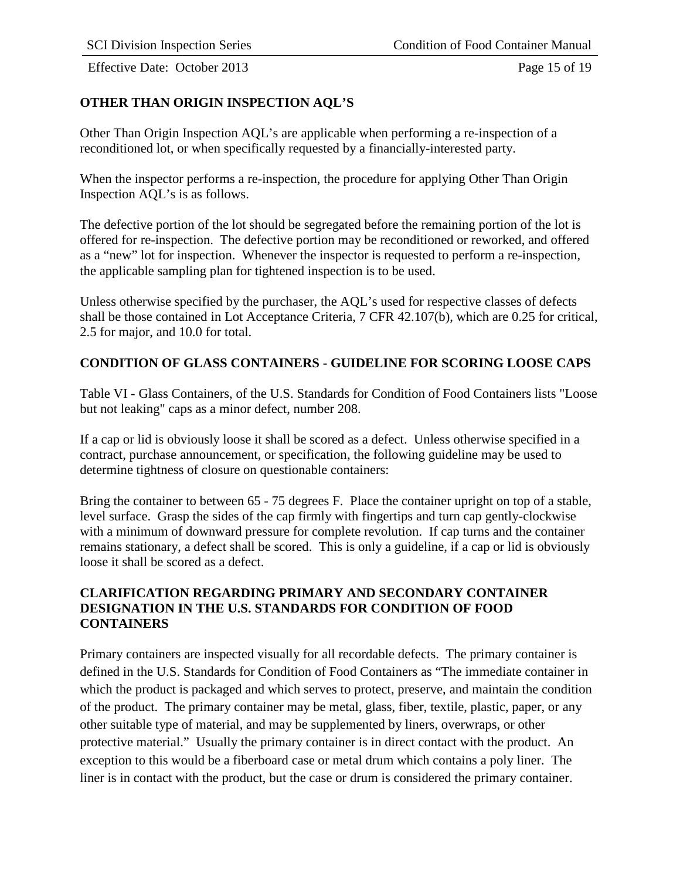**OTHER THAN ORIGIN INSPECTION AQL'S**

Other Than Origin Inspection AQL's are applicable when performing a re-inspection of a reconditioned lot, or when specifically requested by a financially-interested party.

When the inspector performs a re-inspection, the procedure for applying Other Than Origin Inspection AQL's is as follows.

The defective portion of the lot should be segregated before the remaining portion of the lot is offered for re-inspection. The defective portion may be reconditioned or reworked, and offered as a "new" lot for inspection. Whenever the inspector is requested to perform a re-inspection, the applicable sampling plan for tightened inspection is to be used.

Unless otherwise specified by the purchaser, the AQL's used for respective classes of defects shall be those contained in Lot Acceptance Criteria, 7 CFR 42.107(b), which are 0.25 for critical, 2.5 for major, and 10.0 for total.

**CONDITION OF GLASS CONTAINERS - GUIDELINE FOR SCORING LOOSE CAPS**

Table VI - Glass Containers, of the U.S. Standards for Condition of Food Containers lists "Loose but not leaking" caps as a minor defect, number 208.

If a cap or lid is obviously loose it shall be scored as a defect. Unless otherwise specified in a contract, purchase announcement, or specification, the following guideline may be used to determine tightness of closure on questionable containers:

Bring the container to between 65 - 75 degrees F. Place the container upright on top of a stable, level surface. Grasp the sides of the cap firmly with fingertips and turn cap gently-clockwise with a minimum of downward pressure for complete revolution. If cap turns and the container remains stationary, a defect shall be scored. This is only a guideline, if a cap or lid is obviously loose it shall be scored as a defect.

**CLARIFICATION REGARDING PRIMARY AND SECONDARY CONTAINER DESIGNATION IN THE U.S. STANDARDS FOR CONDITION OF FOOD CONTAINERS**

Primary containers are inspected visually for all recordable defects. The primary container is defined in the U.S. Standards for Condition of Food Containers as "The immediate container in which the product is packaged and which serves to protect, preserve, and maintain the condition of the product. The primary container may be metal, glass, fiber, textile, plastic, paper, or any other suitable type of material, and may be supplemented by liners, overwraps, or other protective material." Usually the primary container is in direct contact with the product. An exception to this would be a fiberboard case or metal drum which contains a poly liner. The liner is in contact with the product, but the case or drum is considered the primary container.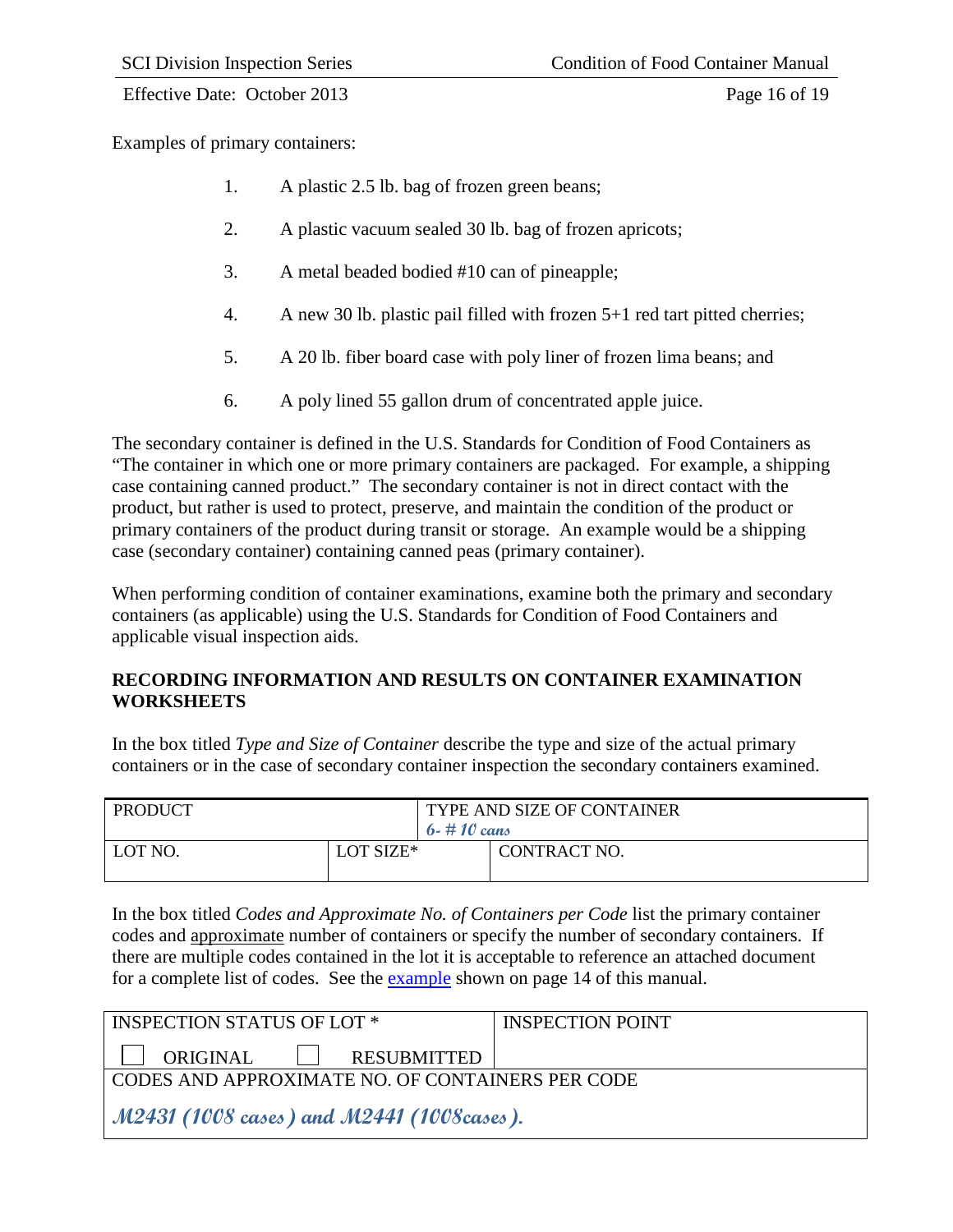Examples of primary containers:

1. A plastic 2.5 lb. bag of frozen green beans;
2. A plastic vacuum sealed 30 lb. bag of frozen apricots;
3. A metal beaded bodied #10 can of pineapple;
4. A new 30 lb. plastic pail filled with frozen 5+1 red tart pitted cherries;
5. A 20 lb. fiber board case with poly liner of frozen lima beans; and
6. A poly lined 55 gallon drum of concentrated apple juice.

The secondary container is defined in the U.S. Standards for Condition of Food Containers as "The container in which one or more primary containers are packaged. For example, a shipping case containing canned product." The secondary container is not in direct contact with the product, but rather is used to protect, preserve, and maintain the condition of the product or primary containers of the product during transit or storage. An example would be a shipping case (secondary container) containing canned peas (primary container).

When performing condition of container examinations, examine both the primary and secondary containers (as applicable) using the U.S. Standards for Condition of Food Containers and applicable visual inspection aids.

**RECORDING INFORMATION AND RESULTS ON CONTAINER EXAMINATION WORKSHEETS**

In the box titled *Type and Size of Container* describe the type and size of the actual primary containers or in the case of secondary container inspection the secondary containers examined.

| PRODUCT | | TYPE AND SIZE OF CONTAINER<br>*6- # 10 cans* |
|---|---|---|
| LOT NO. | LOT SIZE* | CONTRACT NO. |

In the box titled *Codes and Approximate No. of Containers per Code* list the primary container codes and approximate number of containers or specify the number of secondary containers. If there are multiple codes contained in the lot it is acceptable to reference an attached document for a complete list of codes. See the example shown on page 14 of this manual.

| INSPECTION STATUS OF LOT *<br>☐ ORIGINAL ☐ RESUBMITTED | INSPECTION POINT |
|---|---|
| CODES AND APPROXIMATE NO. OF CONTAINERS PER CODE<br>*M2431 (1008 cases) and M2441 (1008cases).* | |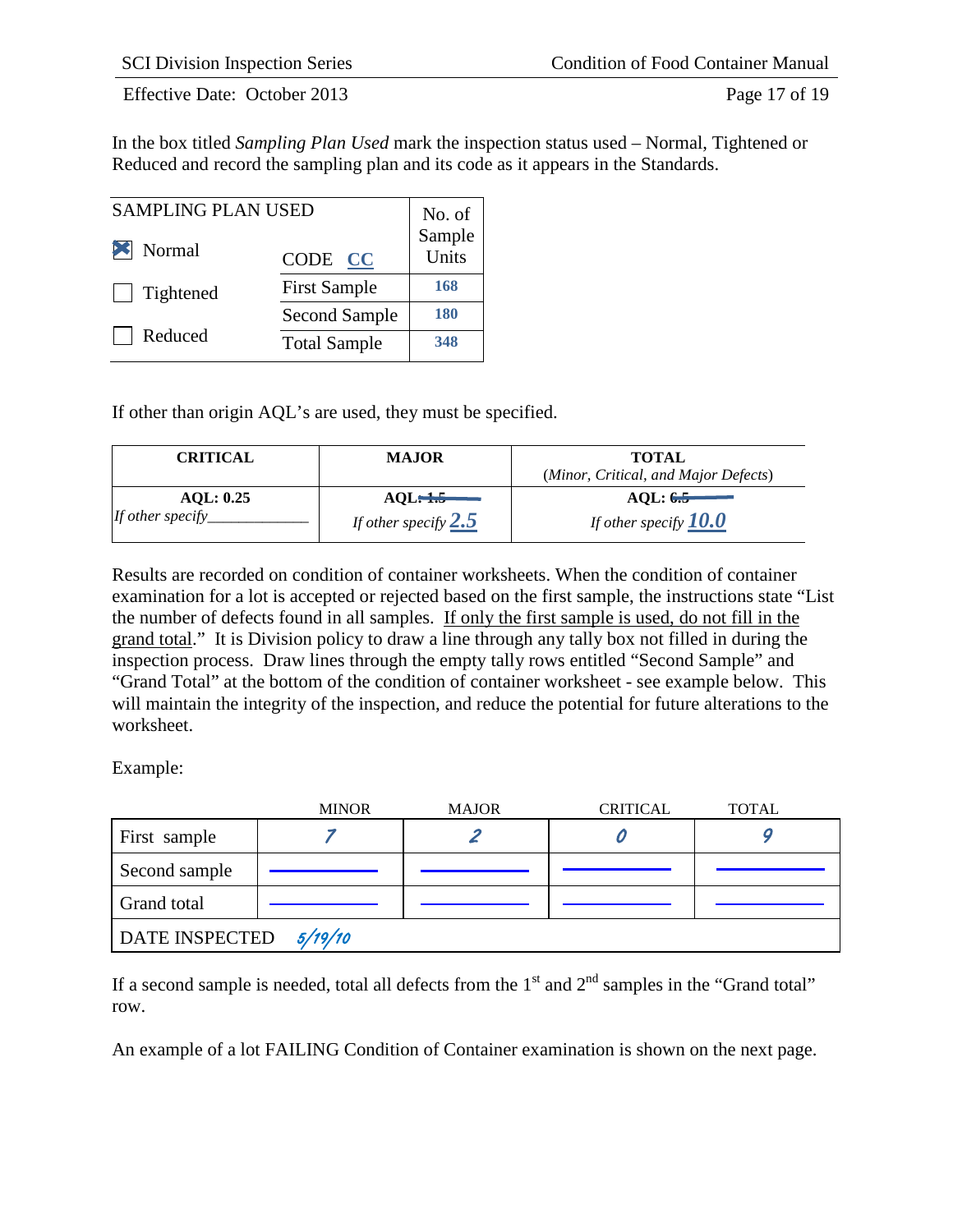In the box titled *Sampling Plan Used* mark the inspection status used – Normal, Tightened or Reduced and record the sampling plan and its code as it appears in the Standards.

| SAMPLING PLAN USED | | No. of Sample Units |
|---|---|---|
| ☒ Normal | CODE CC | |
| ☐ Tightened | First Sample | 168 |
| | Second Sample | 180 |
| ☐ Reduced | Total Sample | 348 |

If other than origin AQL's are used, they must be specified.

| CRITICAL | MAJOR | TOTAL (*Minor, Critical, and Major Defects*) |
|---|---|---|
| **AQL: 0.25** *If other specify*\_\_\_\_\_\_\_\_\_\_\_\_ | **AQL: ~~1.5~~** *If other specify* **2.5** | **AQL: ~~6.5~~** *If other specify* **10.0** |

Results are recorded on condition of container worksheets. When the condition of container examination for a lot is accepted or rejected based on the first sample, the instructions state "List the number of defects found in all samples. <u>If only the first sample is used, do not fill in the grand total</u>." It is Division policy to draw a line through any tally box not filled in during the inspection process. Draw lines through the empty tally rows entitled "Second Sample" and "Grand Total" at the bottom of the condition of container worksheet - see example below. This will maintain the integrity of the inspection, and reduce the potential for future alterations to the worksheet.

Example:

| | MINOR | MAJOR | CRITICAL | TOTAL |
|---|---|---|---|---|
| First sample | 7 | 2 | 0 | 9 |
| Second sample | \_\_\_\_\_\_ | \_\_\_\_\_\_ | \_\_\_\_\_\_ | \_\_\_\_\_\_ |
| Grand total | \_\_\_\_\_\_ | \_\_\_\_\_\_ | \_\_\_\_\_\_ | \_\_\_\_\_\_ |
| DATE INSPECTED 5/19/10 | | | | |

If a second sample is needed, total all defects from the 1st and 2nd samples in the "Grand total" row.

An example of a lot FAILING Condition of Container examination is shown on the next page.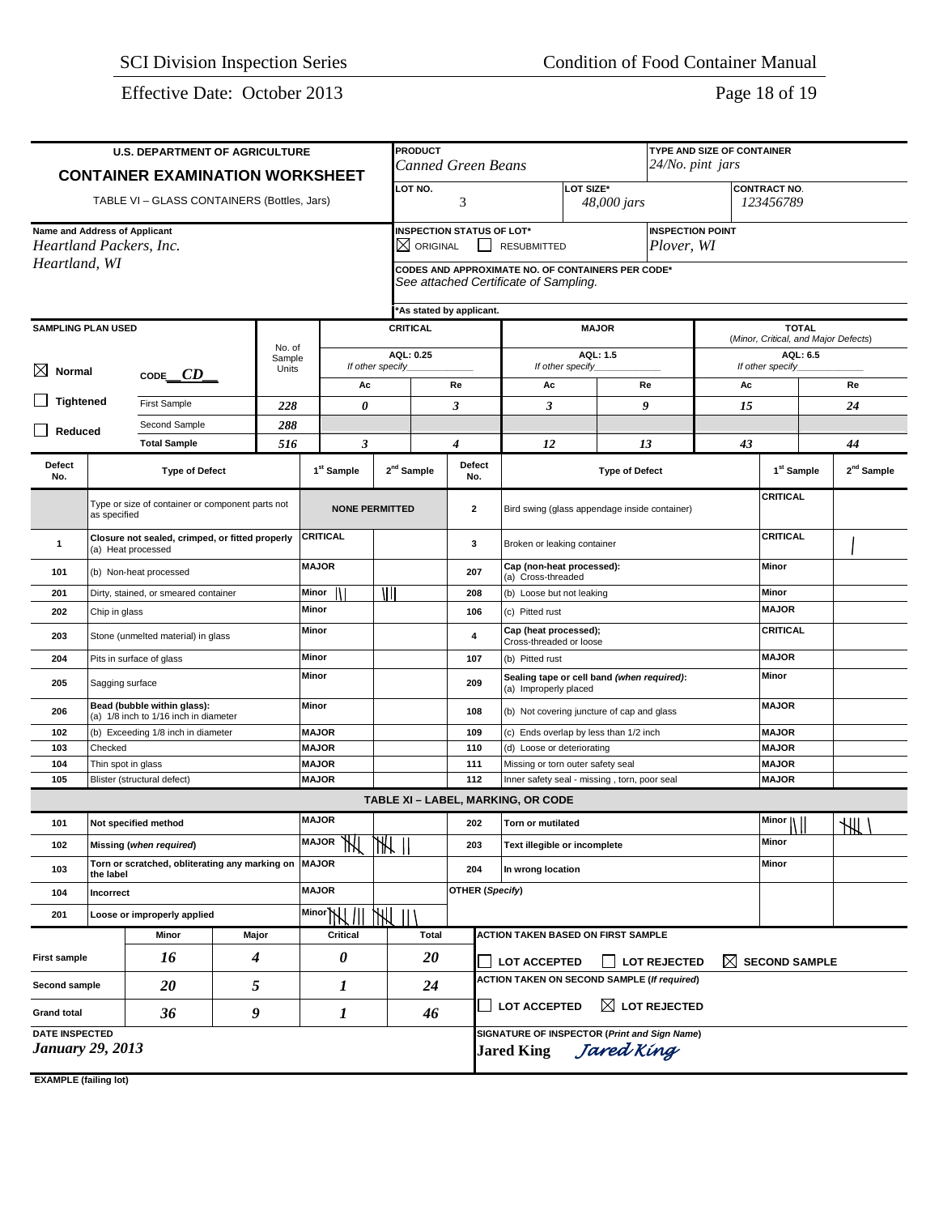**U.S. DEPARTMENT OF AGRICULTURE**

## CONTAINER EXAMINATION WORKSHEET

TABLE VI – GLASS CONTAINERS (Bottles, Jars)

| PRODUCT | TYPE AND SIZE OF CONTAINER |
|---|---|
| *Canned Green Beans* | *24/No. pint jars* |

| LOT NO. | LOT SIZE* | CONTRACT NO. |
|---|---|---|
| 3 | *48,000 jars* | *123456789* |

**Name and Address of Applicant**
*Heartland Packers, Inc.*
*Heartland, WI*

**INSPECTION STATUS OF LOT***: ☒ ORIGINAL ☐ RESUBMITTED

**INSPECTION POINT**: *Plover, WI*

**CODES AND APPROXIMATE NO. OF CONTAINERS PER CODE***
*See attached Certificate of Sampling.*

*As stated by applicant.

| SAMPLING PLAN USED | | No. of Sample Units | CRITICAL AQL: 0.25 Ac | CRITICAL Re | MAJOR AQL: 1.5 Ac | MAJOR Re | TOTAL (Minor, Critical, and Major Defects) AQL: 6.5 Ac | TOTAL Re |
|---|---|---|---|---|---|---|---|---|
| ☒ Normal | CODE *CD* | | | | | | | |
| ☐ Tightened | First Sample | *228* | *0* | *3* | *3* | *9* | *15* | *24* |
| ☐ Reduced | Second Sample | *288* | | | | | | |
| | Total Sample | *516* | *3* | *4* | *12* | *13* | *43* | *44* |

If other specify ____

| Defect No. | Type of Defect | | 1st Sample | 2nd Sample | Defect No. | Type of Defect | | 1st Sample | 2nd Sample |
|---|---|---|---|---|---|---|---|---|---|
| | Type or size of container or component parts not as specified | NONE PERMITTED | | | 2 | Bird swing (glass appendage inside container) | CRITICAL | | |
| 1 | Closure not sealed, crimped, or fitted properly (a) Heat processed | CRITICAL | | | 3 | Broken or leaking container | CRITICAL | | \| |
| 101 | (b) Non-heat processed | MAJOR | | | 207 | Cap (non-heat processed): (a) Cross-threaded | Minor | | |
| 201 | Dirty, stained, or smeared container | Minor | \|\| | \|\|\| | 208 | (b) Loose but not leaking | Minor | | |
| 202 | Chip in glass | Minor | | | 106 | (c) Pitted rust | MAJOR | | |
| 203 | Stone (unmelted material) in glass | Minor | | | 4 | Cap (heat processed); Cross-threaded or loose | CRITICAL | | |
| 204 | Pits in surface of glass | Minor | | | 107 | (b) Pitted rust | MAJOR | | |
| 205 | Sagging surface | Minor | | | 209 | Sealing tape or cell band *(when required)*: (a) Improperly placed | Minor | | |
| 206 | Bead (bubble within glass): (a) 1/8 inch to 1/16 inch in diameter | Minor | | | 108 | (b) Not covering juncture of cap and glass | MAJOR | | |
| 102 | (b) Exceeding 1/8 inch in diameter | MAJOR | | | 109 | (c) Ends overlap by less than 1/2 inch | MAJOR | | |
| 103 | Checked | MAJOR | | | 110 | (d) Loose or deteriorating | MAJOR | | |
| 104 | Thin spot in glass | MAJOR | | | 111 | Missing or torn outer safety seal | MAJOR | | |
| 105 | Blister (structural defect) | MAJOR | | | 112 | Inner safety seal - missing , torn, poor seal | MAJOR | | |

**TABLE XI – LABEL, MARKING, OR CODE**

| Defect No. | Type of Defect | | 1st Sample | 2nd Sample | Defect No. | Type of Defect | | 1st Sample | 2nd Sample |
|---|---|---|---|---|---|---|---|---|---|
| 101 | Not specified method | MAJOR | | | 202 | Torn or mutilated | Minor | \|\|\| | ~~\|\|\|\|~~ \| |
| 102 | Missing *(when required)* | MAJOR | ~~\|\|\|\|~~ | ~~\|\|\|\|~~ \|\| | 203 | Text illegible or incomplete | Minor | | |
| 103 | Torn or scratched, obliterating any marking on the label | MAJOR | | | 204 | In wrong location | Minor | | |
| 104 | Incorrect | MAJOR | | | OTHER *(Specify)* | | | | |
| 201 | Loose or improperly applied | Minor | ~~\|\|\|\|~~ \|\|\| | ~~\|\|\|\|~~ \|\|\| | | | | | |

| | Minor | Major | Critical | Total |
|---|---|---|---|---|
| First sample | *16* | *4* | *0* | *20* |
| Second sample | *20* | *5* | *1* | *24* |
| Grand total | *36* | *9* | *1* | *46* |

**ACTION TAKEN BASED ON FIRST SAMPLE**: ☐ LOT ACCEPTED ☐ LOT REJECTED ☒ SECOND SAMPLE

**ACTION TAKEN ON SECOND SAMPLE (If required)**: ☐ LOT ACCEPTED ☒ LOT REJECTED

**DATE INSPECTED**: *January 29, 2013*

**SIGNATURE OF INSPECTOR (Print and Sign Name)**: **Jared King** *Jared King*

**EXAMPLE (failing lot)**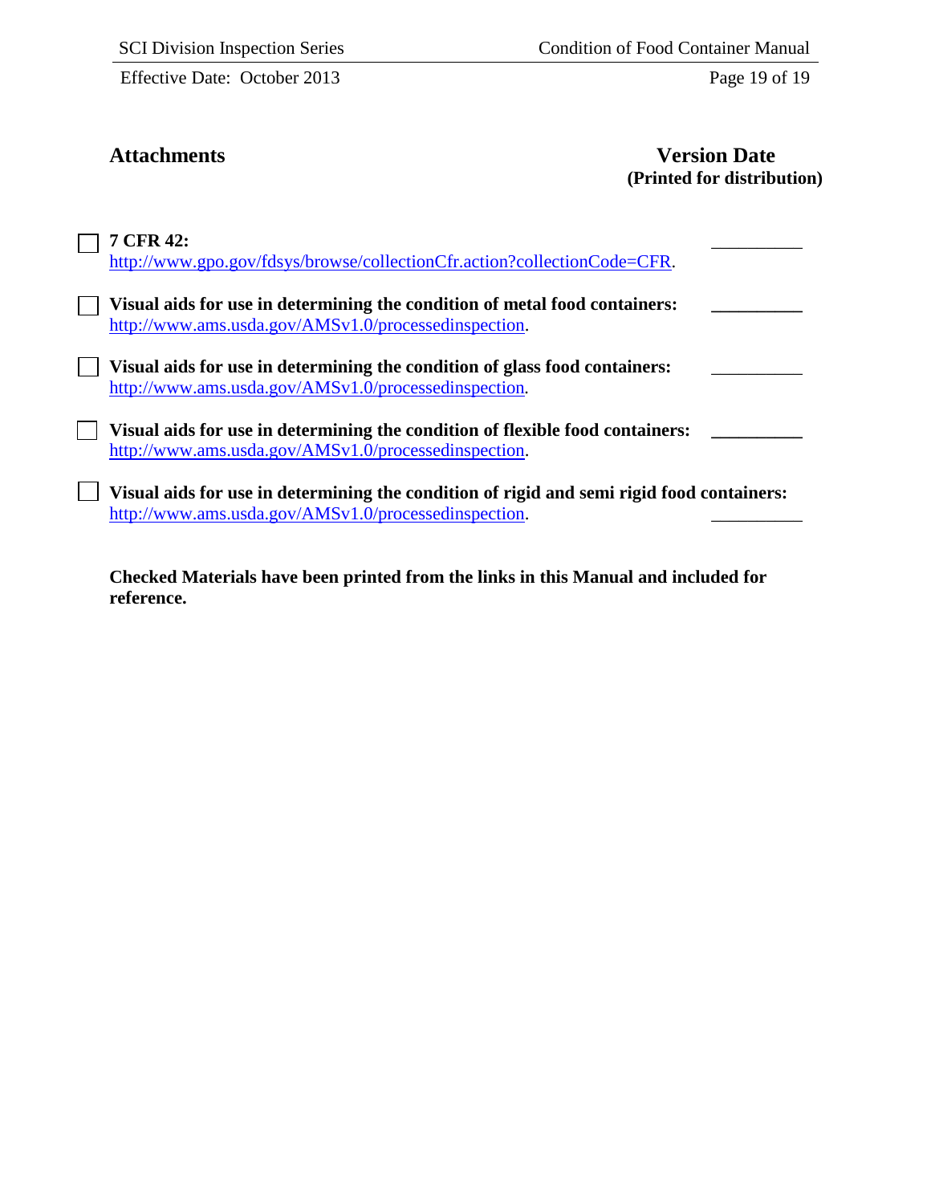## Attachments

**Version Date**
**(Printed for distribution)**

- [ ] **7 CFR 42:** http://www.gpo.gov/fdsys/browse/collectionCfr.action?collectionCode=CFR. __________

- [ ] **Visual aids for use in determining the condition of metal food containers:** http://www.ams.usda.gov/AMSv1.0/processedinspection. __________

- [ ] **Visual aids for use in determining the condition of glass food containers:** http://www.ams.usda.gov/AMSv1.0/processedinspection. __________

- [ ] **Visual aids for use in determining the condition of flexible food containers:** http://www.ams.usda.gov/AMSv1.0/processedinspection. __________

- [ ] **Visual aids for use in determining the condition of rigid and semi rigid food containers:** http://www.ams.usda.gov/AMSv1.0/processedinspection. __________

**Checked Materials have been printed from the links in this Manual and included for reference.**